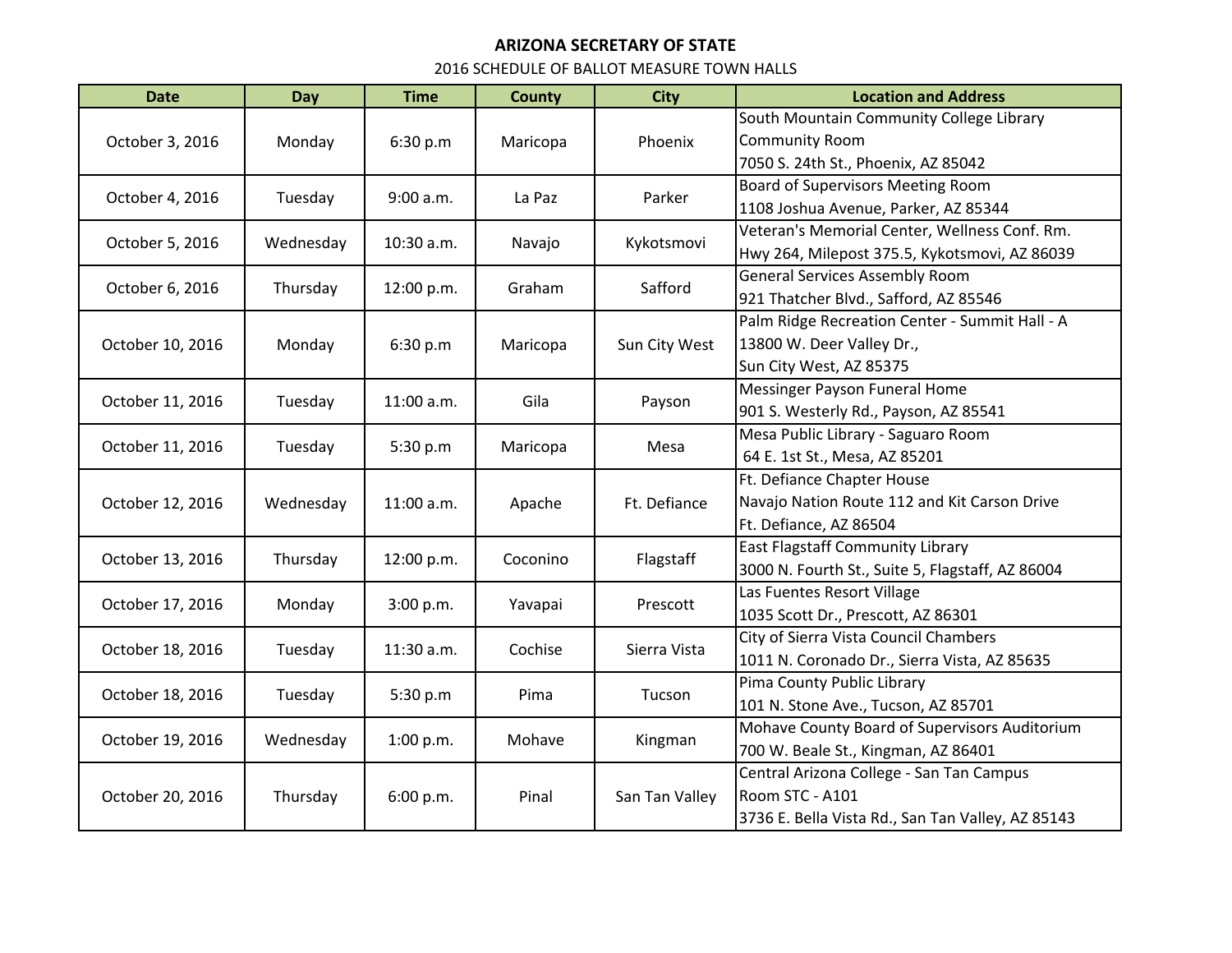# ARIZONA SECRETARY OF STATE

## 2016 SCHEDULE OF BALLOT MEASURE TOWN HALLS

| Date | Day | Time | County | City | Location and Address |
|---|---|---|---|---|---|
| October 3, 2016 | Monday | 6:30 p.m | Maricopa | Phoenix | South Mountain Community College Library Community Room<br>7050 S. 24th St., Phoenix, AZ 85042 |
| October 4, 2016 | Tuesday | 9:00 a.m. | La Paz | Parker | Board of Supervisors Meeting Room<br>1108 Joshua Avenue, Parker, AZ 85344 |
| October 5, 2016 | Wednesday | 10:30 a.m. | Navajo | Kykotsmovi | Veteran's Memorial Center, Wellness Conf. Rm.<br>Hwy 264, Milepost 375.5, Kykotsmovi, AZ 86039 |
| October 6, 2016 | Thursday | 12:00 p.m. | Graham | Safford | General Services Assembly Room<br>921 Thatcher Blvd., Safford, AZ 85546 |
| October 10, 2016 | Monday | 6:30 p.m | Maricopa | Sun City West | Palm Ridge Recreation Center - Summit Hall - A<br>13800 W. Deer Valley Dr.,<br>Sun City West, AZ 85375 |
| October 11, 2016 | Tuesday | 11:00 a.m. | Gila | Payson | Messinger Payson Funeral Home<br>901 S. Westerly Rd., Payson, AZ 85541 |
| October 11, 2016 | Tuesday | 5:30 p.m | Maricopa | Mesa | Mesa Public Library - Saguaro Room<br>64 E. 1st St., Mesa, AZ 85201 |
| October 12, 2016 | Wednesday | 11:00 a.m. | Apache | Ft. Defiance | Ft. Defiance Chapter House<br>Navajo Nation Route 112 and Kit Carson Drive<br>Ft. Defiance, AZ 86504 |
| October 13, 2016 | Thursday | 12:00 p.m. | Coconino | Flagstaff | East Flagstaff Community Library<br>3000 N. Fourth St., Suite 5, Flagstaff, AZ 86004 |
| October 17, 2016 | Monday | 3:00 p.m. | Yavapai | Prescott | Las Fuentes Resort Village<br>1035 Scott Dr., Prescott, AZ 86301 |
| October 18, 2016 | Tuesday | 11:30 a.m. | Cochise | Sierra Vista | City of Sierra Vista Council Chambers<br>1011 N. Coronado Dr., Sierra Vista, AZ 85635 |
| October 18, 2016 | Tuesday | 5:30 p.m | Pima | Tucson | Pima County Public Library<br>101 N. Stone Ave., Tucson, AZ 85701 |
| October 19, 2016 | Wednesday | 1:00 p.m. | Mohave | Kingman | Mohave County Board of Supervisors Auditorium<br>700 W. Beale St., Kingman, AZ 86401 |
| October 20, 2016 | Thursday | 6:00 p.m. | Pinal | San Tan Valley | Central Arizona College - San Tan Campus<br>Room STC - A101<br>3736 E. Bella Vista Rd., San Tan Valley, AZ 85143 |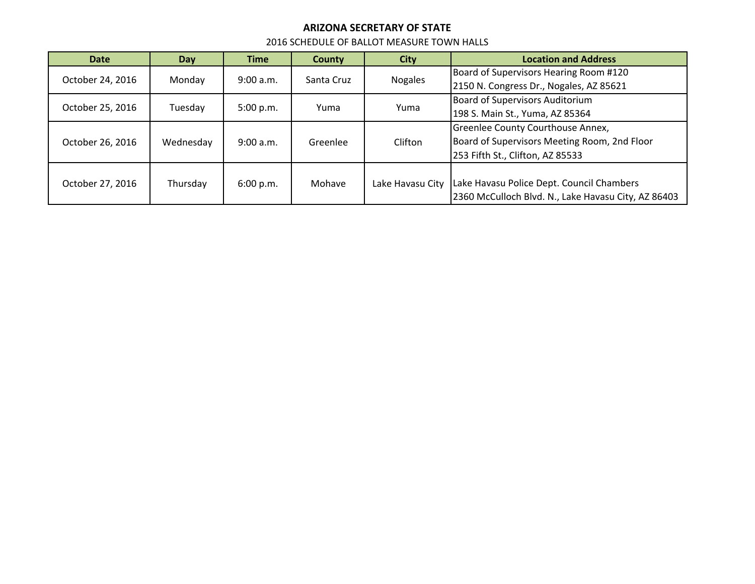# ARIZONA SECRETARY OF STATE

2016 SCHEDULE OF BALLOT MEASURE TOWN HALLS

| Date | Day | Time | County | City | Location and Address |
|---|---|---|---|---|---|
| October 24, 2016 | Monday | 9:00 a.m. | Santa Cruz | Nogales | Board of Supervisors Hearing Room #120<br>2150 N. Congress Dr., Nogales, AZ 85621 |
| October 25, 2016 | Tuesday | 5:00 p.m. | Yuma | Yuma | Board of Supervisors Auditorium<br>198 S. Main St., Yuma, AZ 85364 |
| October 26, 2016 | Wednesday | 9:00 a.m. | Greenlee | Clifton | Greenlee County Courthouse Annex,<br>Board of Supervisors Meeting Room, 2nd Floor<br>253 Fifth St., Clifton, AZ 85533 |
| October 27, 2016 | Thursday | 6:00 p.m. | Mohave | Lake Havasu City | Lake Havasu Police Dept. Council Chambers<br>2360 McCulloch Blvd. N., Lake Havasu City, AZ 86403 |